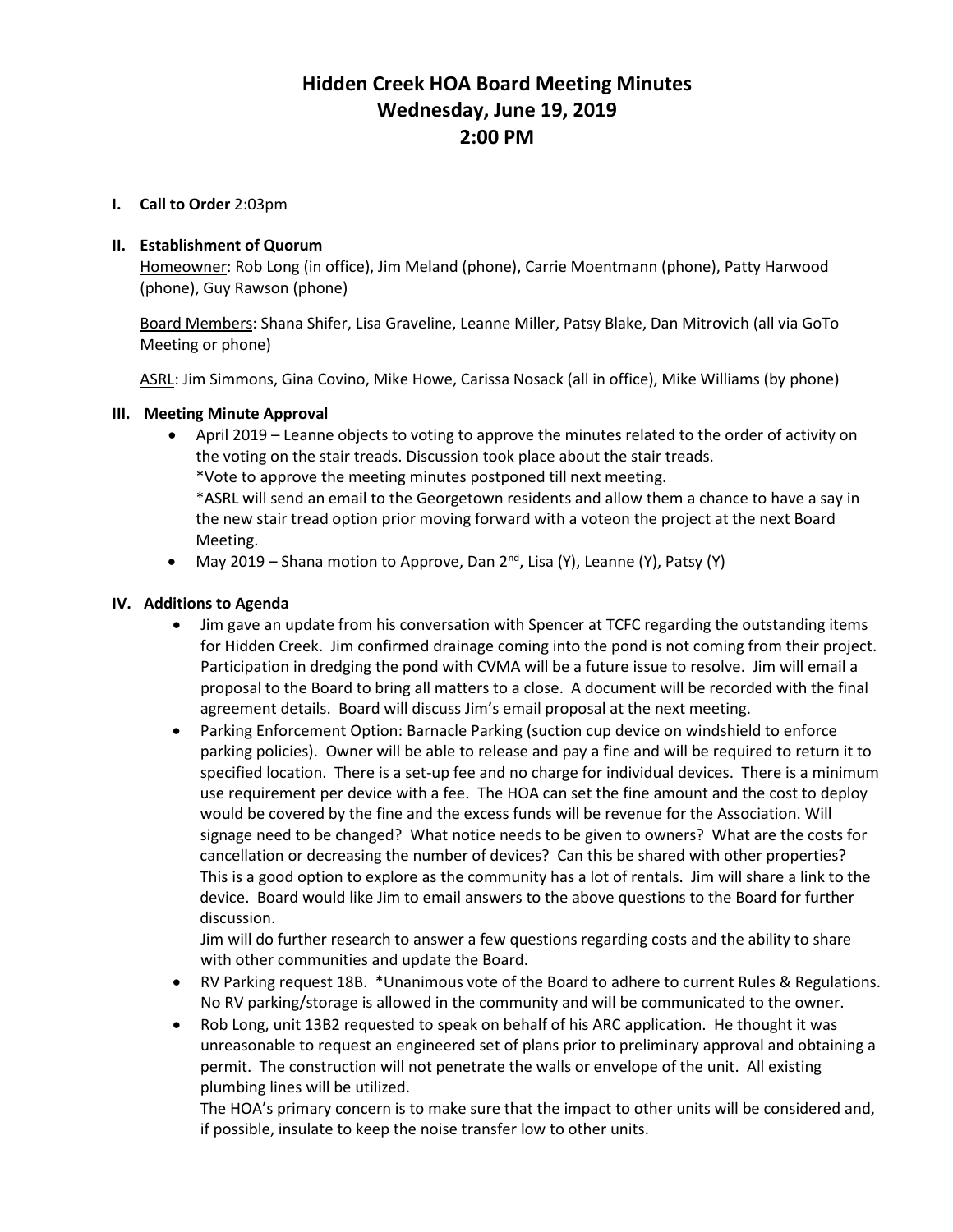# Hidden Creek HOA Board Meeting Minutes
## Wednesday, June 19, 2019
## 2:00 PM

**I. Call to Order** 2:03pm

**II. Establishment of Quorum**

Homeowner: Rob Long (in office), Jim Meland (phone), Carrie Moentmann (phone), Patty Harwood (phone), Guy Rawson (phone)

Board Members: Shana Shifer, Lisa Graveline, Leanne Miller, Patsy Blake, Dan Mitrovich (all via GoTo Meeting or phone)

ASRL: Jim Simmons, Gina Covino, Mike Howe, Carissa Nosack (all in office), Mike Williams (by phone)

**III. Meeting Minute Approval**

- April 2019 – Leanne objects to voting to approve the minutes related to the order of activity on the voting on the stair treads. Discussion took place about the stair treads.
  *Vote to approve the meeting minutes postponed till next meeting.
  *ASRL will send an email to the Georgetown residents and allow them a chance to have a say in the new stair tread option prior moving forward with a voteon the project at the next Board Meeting.
- May 2019 – Shana motion to Approve, Dan 2nd, Lisa (Y), Leanne (Y), Patsy (Y)

**IV. Additions to Agenda**

- Jim gave an update from his conversation with Spencer at TCFC regarding the outstanding items for Hidden Creek. Jim confirmed drainage coming into the pond is not coming from their project. Participation in dredging the pond with CVMA will be a future issue to resolve. Jim will email a proposal to the Board to bring all matters to a close. A document will be recorded with the final agreement details. Board will discuss Jim's email proposal at the next meeting.
- Parking Enforcement Option: Barnacle Parking (suction cup device on windshield to enforce parking policies). Owner will be able to release and pay a fine and will be required to return it to specified location. There is a set-up fee and no charge for individual devices. There is a minimum use requirement per device with a fee. The HOA can set the fine amount and the cost to deploy would be covered by the fine and the excess funds will be revenue for the Association. Will signage need to be changed? What notice needs to be given to owners? What are the costs for cancellation or decreasing the number of devices? Can this be shared with other properties? This is a good option to explore as the community has a lot of rentals. Jim will share a link to the device. Board would like Jim to email answers to the above questions to the Board for further discussion.
  Jim will do further research to answer a few questions regarding costs and the ability to share with other communities and update the Board.
- RV Parking request 18B. *Unanimous vote of the Board to adhere to current Rules & Regulations. No RV parking/storage is allowed in the community and will be communicated to the owner.
- Rob Long, unit 13B2 requested to speak on behalf of his ARC application. He thought it was unreasonable to request an engineered set of plans prior to preliminary approval and obtaining a permit. The construction will not penetrate the walls or envelope of the unit. All existing plumbing lines will be utilized.
  The HOA's primary concern is to make sure that the impact to other units will be considered and, if possible, insulate to keep the noise transfer low to other units.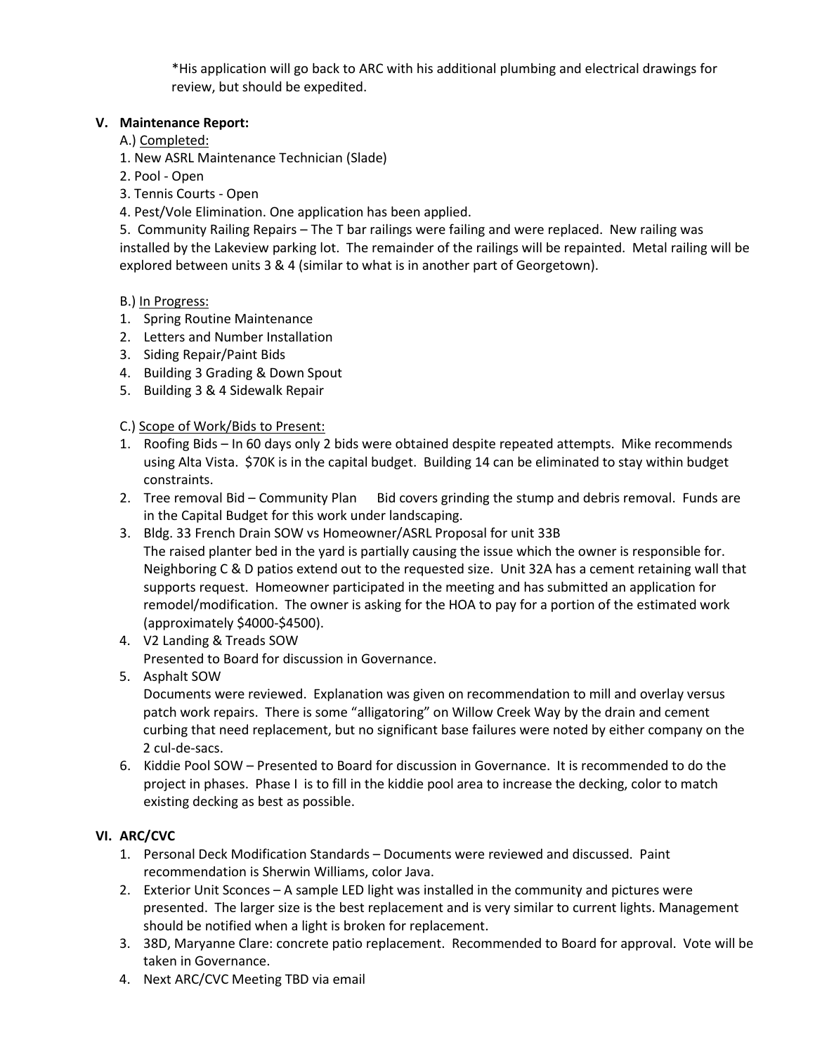*His application will go back to ARC with his additional plumbing and electrical drawings for review, but should be expedited.

## V. Maintenance Report:

A.) Completed:

1. New ASRL Maintenance Technician (Slade)
2. Pool - Open
3. Tennis Courts - Open
4. Pest/Vole Elimination. One application has been applied.
5. Community Railing Repairs – The T bar railings were failing and were replaced. New railing was installed by the Lakeview parking lot. The remainder of the railings will be repainted. Metal railing will be explored between units 3 & 4 (similar to what is in another part of Georgetown).

B.) In Progress:

1. Spring Routine Maintenance
2. Letters and Number Installation
3. Siding Repair/Paint Bids
4. Building 3 Grading & Down Spout
5. Building 3 & 4 Sidewalk Repair

C.) Scope of Work/Bids to Present:

1. Roofing Bids – In 60 days only 2 bids were obtained despite repeated attempts. Mike recommends using Alta Vista. $70K is in the capital budget. Building 14 can be eliminated to stay within budget constraints.
2. Tree removal Bid – Community Plan Bid covers grinding the stump and debris removal. Funds are in the Capital Budget for this work under landscaping.
3. Bldg. 33 French Drain SOW vs Homeowner/ASRL Proposal for unit 33B
   The raised planter bed in the yard is partially causing the issue which the owner is responsible for. Neighboring C & D patios extend out to the requested size. Unit 32A has a cement retaining wall that supports request. Homeowner participated in the meeting and has submitted an application for remodel/modification. The owner is asking for the HOA to pay for a portion of the estimated work (approximately $4000-$4500).
4. V2 Landing & Treads SOW
   Presented to Board for discussion in Governance.
5. Asphalt SOW
   Documents were reviewed. Explanation was given on recommendation to mill and overlay versus patch work repairs. There is some "alligatoring" on Willow Creek Way by the drain and cement curbing that need replacement, but no significant base failures were noted by either company on the 2 cul-de-sacs.
6. Kiddie Pool SOW – Presented to Board for discussion in Governance. It is recommended to do the project in phases. Phase I is to fill in the kiddie pool area to increase the decking, color to match existing decking as best as possible.

## VI. ARC/CVC

1. Personal Deck Modification Standards – Documents were reviewed and discussed. Paint recommendation is Sherwin Williams, color Java.
2. Exterior Unit Sconces – A sample LED light was installed in the community and pictures were presented. The larger size is the best replacement and is very similar to current lights. Management should be notified when a light is broken for replacement.
3. 38D, Maryanne Clare: concrete patio replacement. Recommended to Board for approval. Vote will be taken in Governance.
4. Next ARC/CVC Meeting TBD via email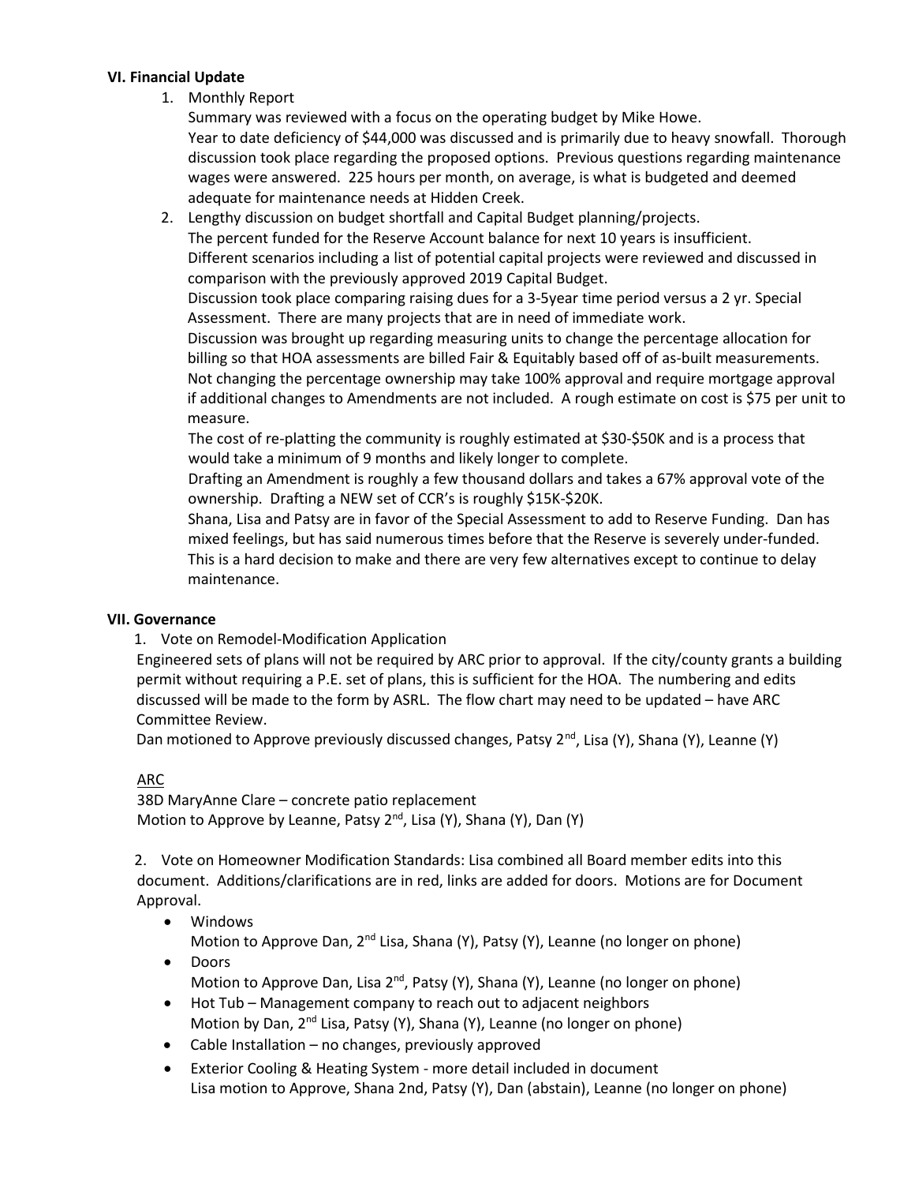**VI. Financial Update**

1. Monthly Report

   Summary was reviewed with a focus on the operating budget by Mike Howe.
   Year to date deficiency of $44,000 was discussed and is primarily due to heavy snowfall. Thorough discussion took place regarding the proposed options. Previous questions regarding maintenance wages were answered. 225 hours per month, on average, is what is budgeted and deemed adequate for maintenance needs at Hidden Creek.

2. Lengthy discussion on budget shortfall and Capital Budget planning/projects.

   The percent funded for the Reserve Account balance for next 10 years is insufficient.
   Different scenarios including a list of potential capital projects were reviewed and discussed in comparison with the previously approved 2019 Capital Budget.
   Discussion took place comparing raising dues for a 3-5year time period versus a 2 yr. Special Assessment. There are many projects that are in need of immediate work.
   Discussion was brought up regarding measuring units to change the percentage allocation for billing so that HOA assessments are billed Fair & Equitably based off of as-built measurements. Not changing the percentage ownership may take 100% approval and require mortgage approval if additional changes to Amendments are not included. A rough estimate on cost is $75 per unit to measure.
   The cost of re-platting the community is roughly estimated at $30-$50K and is a process that would take a minimum of 9 months and likely longer to complete.
   Drafting an Amendment is roughly a few thousand dollars and takes a 67% approval vote of the ownership. Drafting a NEW set of CCR's is roughly $15K-$20K.
   Shana, Lisa and Patsy are in favor of the Special Assessment to add to Reserve Funding. Dan has mixed feelings, but has said numerous times before that the Reserve is severely under-funded. This is a hard decision to make and there are very few alternatives except to continue to delay maintenance.

**VII. Governance**

1. Vote on Remodel-Modification Application

Engineered sets of plans will not be required by ARC prior to approval. If the city/county grants a building permit without requiring a P.E. set of plans, this is sufficient for the HOA. The numbering and edits discussed will be made to the form by ASRL. The flow chart may need to be updated – have ARC Committee Review.
Dan motioned to Approve previously discussed changes, Patsy 2nd, Lisa (Y), Shana (Y), Leanne (Y)

ARC

38D MaryAnne Clare – concrete patio replacement
Motion to Approve by Leanne, Patsy 2nd, Lisa (Y), Shana (Y), Dan (Y)

2. Vote on Homeowner Modification Standards: Lisa combined all Board member edits into this document. Additions/clarifications are in red, links are added for doors. Motions are for Document Approval.

- Windows
  Motion to Approve Dan, 2nd Lisa, Shana (Y), Patsy (Y), Leanne (no longer on phone)
- Doors
  Motion to Approve Dan, Lisa 2nd, Patsy (Y), Shana (Y), Leanne (no longer on phone)
- Hot Tub – Management company to reach out to adjacent neighbors
  Motion by Dan, 2nd Lisa, Patsy (Y), Shana (Y), Leanne (no longer on phone)
- Cable Installation – no changes, previously approved
- Exterior Cooling & Heating System - more detail included in document
  Lisa motion to Approve, Shana 2nd, Patsy (Y), Dan (abstain), Leanne (no longer on phone)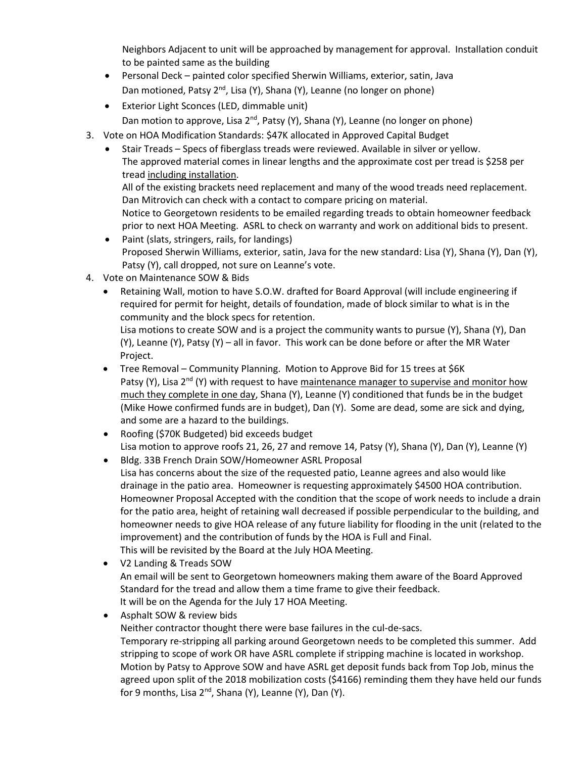Neighbors Adjacent to unit will be approached by management for approval. Installation conduit to be painted same as the building

- Personal Deck – painted color specified Sherwin Williams, exterior, satin, Java
  Dan motioned, Patsy 2nd, Lisa (Y), Shana (Y), Leanne (no longer on phone)
- Exterior Light Sconces (LED, dimmable unit)
  Dan motion to approve, Lisa 2nd, Patsy (Y), Shana (Y), Leanne (no longer on phone)

3. Vote on HOA Modification Standards: $47K allocated in Approved Capital Budget
   - Stair Treads – Specs of fiberglass treads were reviewed. Available in silver or yellow.
     The approved material comes in linear lengths and the approximate cost per tread is $258 per tread <u>including installation</u>.
     All of the existing brackets need replacement and many of the wood treads need replacement.
     Dan Mitrovich can check with a contact to compare pricing on material.
     Notice to Georgetown residents to be emailed regarding treads to obtain homeowner feedback prior to next HOA Meeting. ASRL to check on warranty and work on additional bids to present.
   - Paint (slats, stringers, rails, for landings)
     Proposed Sherwin Williams, exterior, satin, Java for the new standard: Lisa (Y), Shana (Y), Dan (Y), Patsy (Y), call dropped, not sure on Leanne's vote.
4. Vote on Maintenance SOW & Bids
   - Retaining Wall, motion to have S.O.W. drafted for Board Approval (will include engineering if required for permit for height, details of foundation, made of block similar to what is in the community and the block specs for retention.
     Lisa motions to create SOW and is a project the community wants to pursue (Y), Shana (Y), Dan (Y), Leanne (Y), Patsy (Y) – all in favor. This work can be done before or after the MR Water Project.
   - Tree Removal – Community Planning. Motion to Approve Bid for 15 trees at $6K
     Patsy (Y), Lisa 2nd (Y) with request to have <u>maintenance manager to supervise and monitor how much they complete in one day</u>, Shana (Y), Leanne (Y) conditioned that funds be in the budget (Mike Howe confirmed funds are in budget), Dan (Y). Some are dead, some are sick and dying, and some are a hazard to the buildings.
   - Roofing ($70K Budgeted) bid exceeds budget
     Lisa motion to approve roofs 21, 26, 27 and remove 14, Patsy (Y), Shana (Y), Dan (Y), Leanne (Y)
   - Bldg. 33B French Drain SOW/Homeowner ASRL Proposal
     Lisa has concerns about the size of the requested patio, Leanne agrees and also would like drainage in the patio area. Homeowner is requesting approximately $4500 HOA contribution.
     Homeowner Proposal Accepted with the condition that the scope of work needs to include a drain for the patio area, height of retaining wall decreased if possible perpendicular to the building, and homeowner needs to give HOA release of any future liability for flooding in the unit (related to the improvement) and the contribution of funds by the HOA is Full and Final.
     This will be revisited by the Board at the July HOA Meeting.
   - V2 Landing & Treads SOW
     An email will be sent to Georgetown homeowners making them aware of the Board Approved Standard for the tread and allow them a time frame to give their feedback.
     It will be on the Agenda for the July 17 HOA Meeting.
   - Asphalt SOW & review bids
     Neither contractor thought there were base failures in the cul-de-sacs.
     Temporary re-stripping all parking around Georgetown needs to be completed this summer. Add stripping to scope of work OR have ASRL complete if stripping machine is located in workshop.
     Motion by Patsy to Approve SOW and have ASRL get deposit funds back from Top Job, minus the agreed upon split of the 2018 mobilization costs ($4166) reminding them they have held our funds for 9 months, Lisa 2nd, Shana (Y), Leanne (Y), Dan (Y).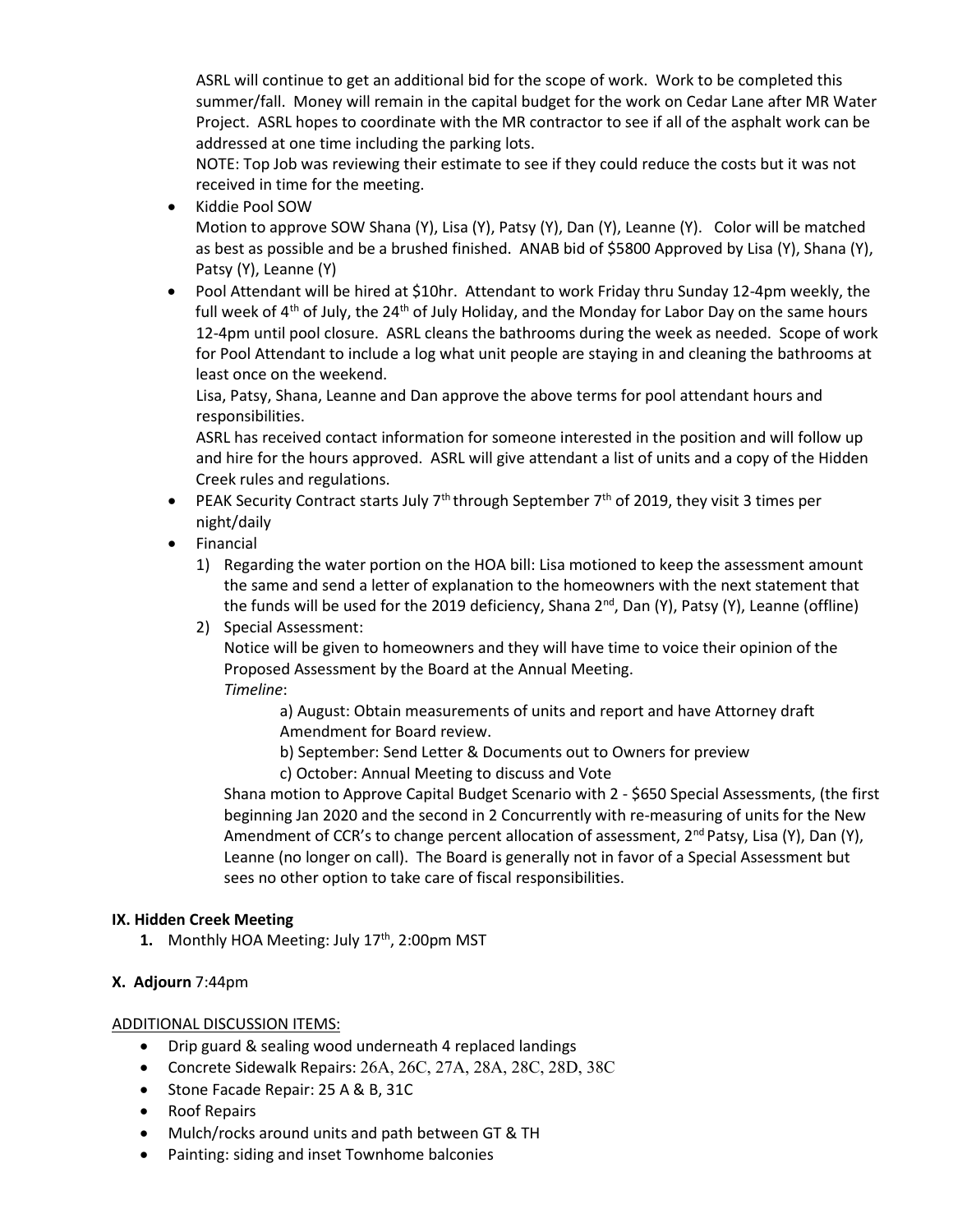ASRL will continue to get an additional bid for the scope of work. Work to be completed this summer/fall. Money will remain in the capital budget for the work on Cedar Lane after MR Water Project. ASRL hopes to coordinate with the MR contractor to see if all of the asphalt work can be addressed at one time including the parking lots.

NOTE: Top Job was reviewing their estimate to see if they could reduce the costs but it was not received in time for the meeting.

- Kiddie Pool SOW
  Motion to approve SOW Shana (Y), Lisa (Y), Patsy (Y), Dan (Y), Leanne (Y). Color will be matched as best as possible and be a brushed finished. ANAB bid of $5800 Approved by Lisa (Y), Shana (Y), Patsy (Y), Leanne (Y)
- Pool Attendant will be hired at $10hr. Attendant to work Friday thru Sunday 12-4pm weekly, the full week of 4th of July, the 24th of July Holiday, and the Monday for Labor Day on the same hours 12-4pm until pool closure. ASRL cleans the bathrooms during the week as needed. Scope of work for Pool Attendant to include a log what unit people are staying in and cleaning the bathrooms at least once on the weekend.
  Lisa, Patsy, Shana, Leanne and Dan approve the above terms for pool attendant hours and responsibilities.
  ASRL has received contact information for someone interested in the position and will follow up and hire for the hours approved. ASRL will give attendant a list of units and a copy of the Hidden Creek rules and regulations.
- PEAK Security Contract starts July 7th through September 7th of 2019, they visit 3 times per night/daily
- Financial
  1) Regarding the water portion on the HOA bill: Lisa motioned to keep the assessment amount the same and send a letter of explanation to the homeowners with the next statement that the funds will be used for the 2019 deficiency, Shana 2nd, Dan (Y), Patsy (Y), Leanne (offline)
  2) Special Assessment:
     Notice will be given to homeowners and they will have time to voice their opinion of the Proposed Assessment by the Board at the Annual Meeting.
     *Timeline*:
     a) August: Obtain measurements of units and report and have Attorney draft Amendment for Board review.
     b) September: Send Letter & Documents out to Owners for preview
     c) October: Annual Meeting to discuss and Vote
     Shana motion to Approve Capital Budget Scenario with 2 - $650 Special Assessments, (the first beginning Jan 2020 and the second in 2 Concurrently with re-measuring of units for the New Amendment of CCR's to change percent allocation of assessment, 2nd Patsy, Lisa (Y), Dan (Y), Leanne (no longer on call). The Board is generally not in favor of a Special Assessment but sees no other option to take care of fiscal responsibilities.

**IX. Hidden Creek Meeting**

1. Monthly HOA Meeting: July 17th, 2:00pm MST

**X. Adjourn** 7:44pm

ADDITIONAL DISCUSSION ITEMS:

- Drip guard & sealing wood underneath 4 replaced landings
- Concrete Sidewalk Repairs: 26A, 26C, 27A, 28A, 28C, 28D, 38C
- Stone Facade Repair: 25 A & B, 31C
- Roof Repairs
- Mulch/rocks around units and path between GT & TH
- Painting: siding and inset Townhome balconies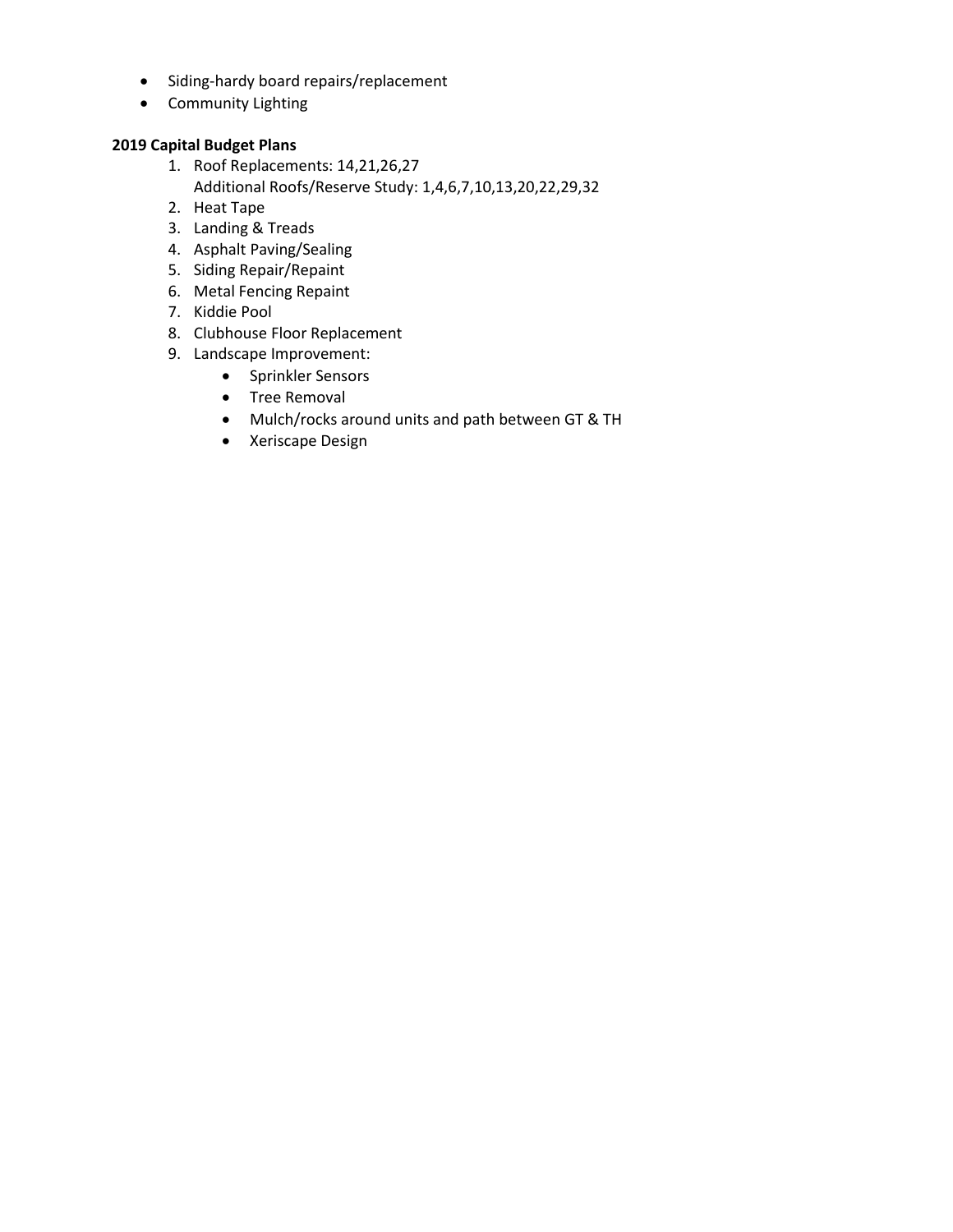- Siding-hardy board repairs/replacement
- Community Lighting

**2019 Capital Budget Plans**

1. Roof Replacements: 14,21,26,27
   Additional Roofs/Reserve Study: 1,4,6,7,10,13,20,22,29,32
2. Heat Tape
3. Landing & Treads
4. Asphalt Paving/Sealing
5. Siding Repair/Repaint
6. Metal Fencing Repaint
7. Kiddie Pool
8. Clubhouse Floor Replacement
9. Landscape Improvement:
   - Sprinkler Sensors
   - Tree Removal
   - Mulch/rocks around units and path between GT & TH
   - Xeriscape Design